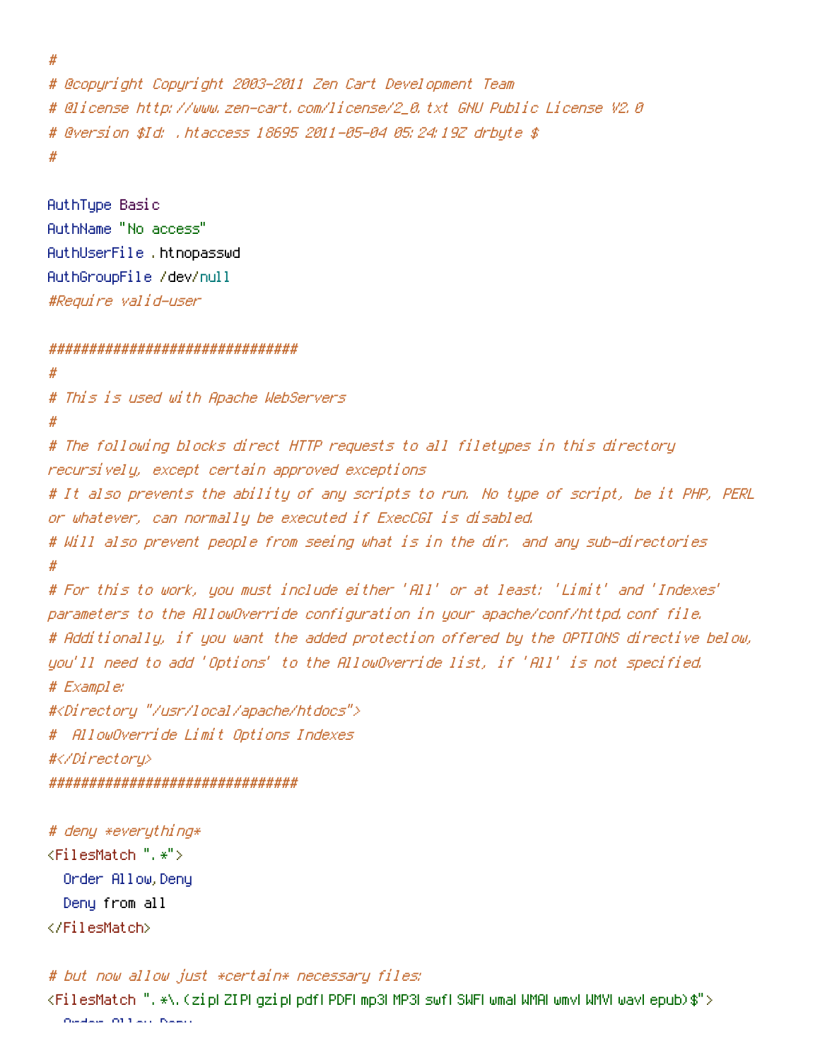```
#
# @copyright Copyright 2003-2011 Zen Cart Development Team
# @license http://www.zen-cart.com/license/2_0.txt GNU Public License V2.0
# @version $Id: .htaccess 18695 2011-05-04 05:24:19Z drbyte $
#

AuthType Basic
AuthName "No access"
AuthUserFile .htnopasswd
AuthGroupFile /dev/null
#Require valid-user

###############################
#
# This is used with Apache WebServers
#
# The following blocks direct HTTP requests to all filetypes in this directory recursively, except certain approved exceptions
# It also prevents the ability of any scripts to run. No type of script, be it PHP, PERL or whatever, can normally be executed if ExecCGI is disabled.
# Will also prevent people from seeing what is in the dir. and any sub-directories
#
# For this to work, you must include either 'All' or at least: 'Limit' and 'Indexes' parameters to the AllowOverride configuration in your apache/conf/httpd.conf file.
# Additionally, if you want the added protection offered by the OPTIONS directive below, you'll need to add 'Options' to the AllowOverride list, if 'All' is not specified.
# Example:
#<Directory "/usr/local/apache/htdocs">
#  AllowOverride Limit Options Indexes
#</Directory>
###############################

# deny *everything*
<FilesMatch ".*">
  Order Allow,Deny
  Deny from all
</FilesMatch>

# but now allow just *certain* necessary files:
<FilesMatch ".*\.(zip|ZIP|gzip|pdf|PDF|mp3|MP3|swf|SWF|wma|WMA|wmv|WMV|wav|epub)$">
```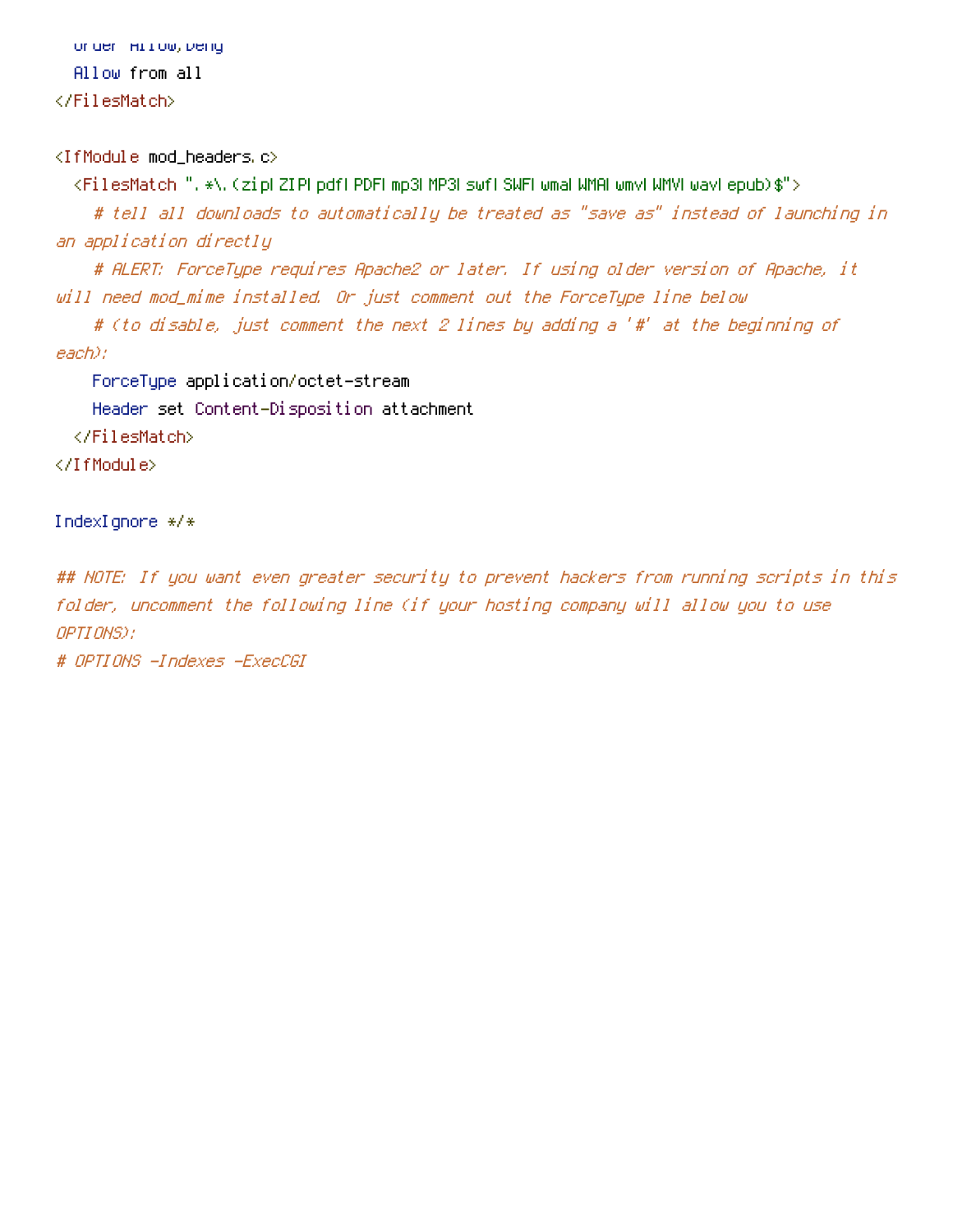```
  Order Allow,Deny
  Allow from all
</FilesMatch>

<IfModule mod_headers.c>
  <FilesMatch ".*\.(zip|ZIP|pdf|PDF|mp3|MP3|swf|SWF|wma|WMA|wmv|WMV|wav|epub)$">
    # tell all downloads to automatically be treated as "save as" instead of launching in
an application directly
    # ALERT: ForceType requires Apache2 or later. If using older version of Apache, it
will need mod_mime installed. Or just comment out the ForceType line below
    # (to disable, just comment the next 2 lines by adding a '#' at the beginning of
each):
    ForceType application/octet-stream
    Header set Content-Disposition attachment
  </FilesMatch>
</IfModule>

IndexIgnore */*

## NOTE: If you want even greater security to prevent hackers from running scripts in this
folder, uncomment the following line (if your hosting company will allow you to use
OPTIONS):
# OPTIONS -Indexes -ExecCGI
```